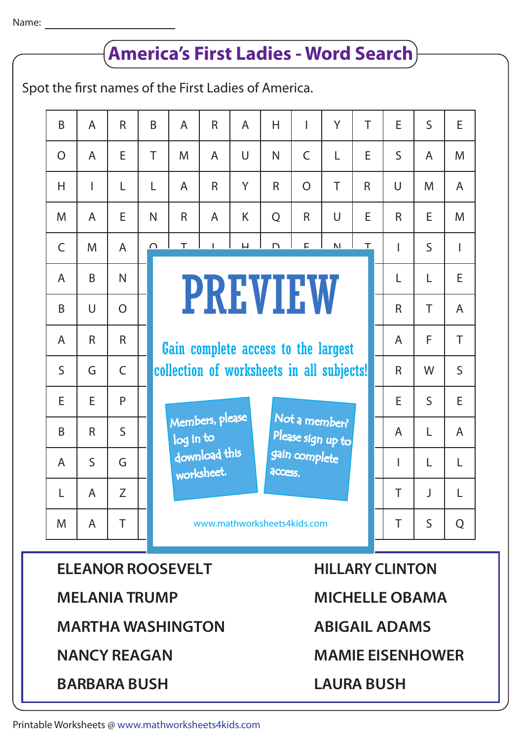Name: ____________________

# America's First Ladies - Word Search

Spot the first names of the First Ladies of America.

| B | A | R | B | A | R | A | H | I | Y | T | E | S | E |
|---|---|---|---|---|---|---|---|---|---|---|---|---|---|
| O | A | E | T | M | A | U | N | C | L | E | S | A | M |
| H | I | L | L | A | R | Y | R | O | T | R | U | M | A |
| M | A | E | N | R | A | K | Q | R | U | E | R | E | M |
| C | M | A | O | T | I | H | D | E | N | T | I | S | I |
| A | B | N | | | | | | | | | L | L | E |
| B | U | O | | | | | | | | | R | T | A |
| A | R | R | | | | | | | | | A | F | T |
| S | G | C | | | | | | | | | R | W | S |
| E | E | P | | | | | | | | | E | S | E |
| B | R | S | | | | | | | | | A | L | A |
| A | S | G | | | | | | | | | I | L | L |
| L | A | Z | | | | | | | | | T | J | L |
| M | A | T | | | | | | | | | T | S | Q |

**PREVIEW**

Gain complete access to the largest collection of worksheets in all subjects!

Members, please log in to download this worksheet.

Not a member? Please sign up to gain complete access.

www.mathworksheets4kids.com

**ELEANOR ROOSEVELT**

**HILLARY CLINTON**

**MELANIA TRUMP**

**MICHELLE OBAMA**

**MARTHA WASHINGTON**

**ABIGAIL ADAMS**

**NANCY REAGAN**

**MAMIE EISENHOWER**

**BARBARA BUSH**

**LAURA BUSH**

Printable Worksheets @ www.mathworksheets4kids.com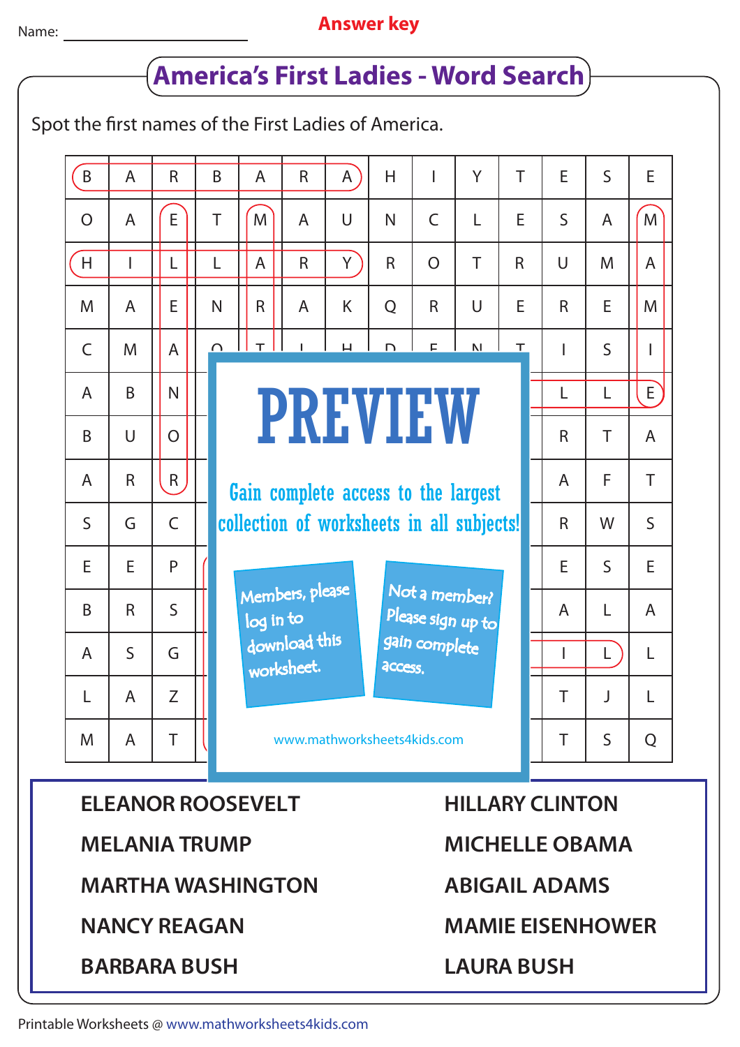Name: ___________________ **Answer key**

# America's First Ladies - Word Search

Spot the first names of the First Ladies of America.

| | | | | | | | | | | | | | |
|---|---|---|---|---|---|---|---|---|---|---|---|---|---|
| B | A | R | B | A | R | A | H | I | Y | T | E | S | E |
| O | A | E | T | M | A | U | N | C | L | E | S | A | M |
| H | I | L | L | A | R | Y | R | O | T | R | U | M | A |
| M | A | E | N | R | A | K | Q | R | U | E | R | E | M |
| C | M | A | O | T | I | H | D | E | N | T | I | S | I |
| A | B | N | | | | | | | | | L | L | E |
| B | U | O | | | | | | | | | R | T | A |
| A | R | R | | | | | | | | | A | F | T |
| S | G | C | | | | | | | | | R | W | S |
| E | E | P | | | | | | | | | E | S | E |
| B | R | S | | | | | | | | | A | L | A |
| A | S | G | | | | | | | | | I | L | L |
| L | A | Z | | | | | | | | | T | J | L |
| M | A | T | | | | | | | | | T | S | Q |

PREVIEW

Gain complete access to the largest collection of worksheets in all subjects!

Members, please log in to download this worksheet.

Not a member? Please sign up to gain complete access.

www.mathworksheets4kids.com

| | |
|---|---|
| **ELEANOR ROOSEVELT** | **HILLARY CLINTON** |
| **MELANIA TRUMP** | **MICHELLE OBAMA** |
| **MARTHA WASHINGTON** | **ABIGAIL ADAMS** |
| **NANCY REAGAN** | **MAMIE EISENHOWER** |
| **BARBARA BUSH** | **LAURA BUSH** |

Printable Worksheets @ www.mathworksheets4kids.com